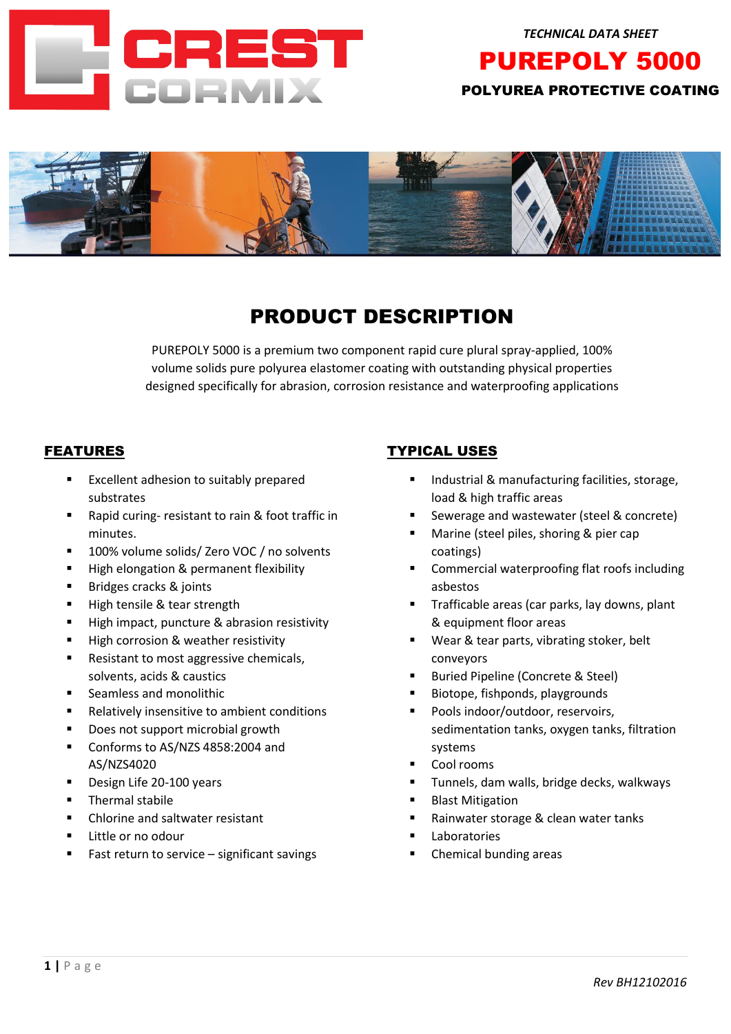CREST CORMIX

*TECHNICAL DATA SHEET*

# PUREPOLY 5000

**POLYUREA PROTECTIVE COATING**

## PRODUCT DESCRIPTION

PUREPOLY 5000 is a premium two component rapid cure plural spray-applied, 100% volume solids pure polyurea elastomer coating with outstanding physical properties designed specifically for abrasion, corrosion resistance and waterproofing applications

## FEATURES

- Excellent adhesion to suitably prepared substrates
- Rapid curing- resistant to rain & foot traffic in minutes.
- 100% volume solids/ Zero VOC / no solvents
- High elongation & permanent flexibility
- Bridges cracks & joints
- High tensile & tear strength
- High impact, puncture & abrasion resistivity
- High corrosion & weather resistivity
- Resistant to most aggressive chemicals, solvents, acids & caustics
- Seamless and monolithic
- Relatively insensitive to ambient conditions
- Does not support microbial growth
- Conforms to AS/NZS 4858:2004 and AS/NZS4020
- Design Life 20-100 years
- Thermal stabile
- Chlorine and saltwater resistant
- Little or no odour
- Fast return to service – significant savings

## TYPICAL USES

- Industrial & manufacturing facilities, storage, load & high traffic areas
- Sewerage and wastewater (steel & concrete)
- Marine (steel piles, shoring & pier cap coatings)
- Commercial waterproofing flat roofs including asbestos
- Trafficable areas (car parks, lay downs, plant & equipment floor areas
- Wear & tear parts, vibrating stoker, belt conveyors
- Buried Pipeline (Concrete & Steel)
- Biotope, fishponds, playgrounds
- Pools indoor/outdoor, reservoirs, sedimentation tanks, oxygen tanks, filtration systems
- Cool rooms
- Tunnels, dam walls, bridge decks, walkways
- Blast Mitigation
- Rainwater storage & clean water tanks
- Laboratories
- Chemical bunding areas

*Rev BH12102016*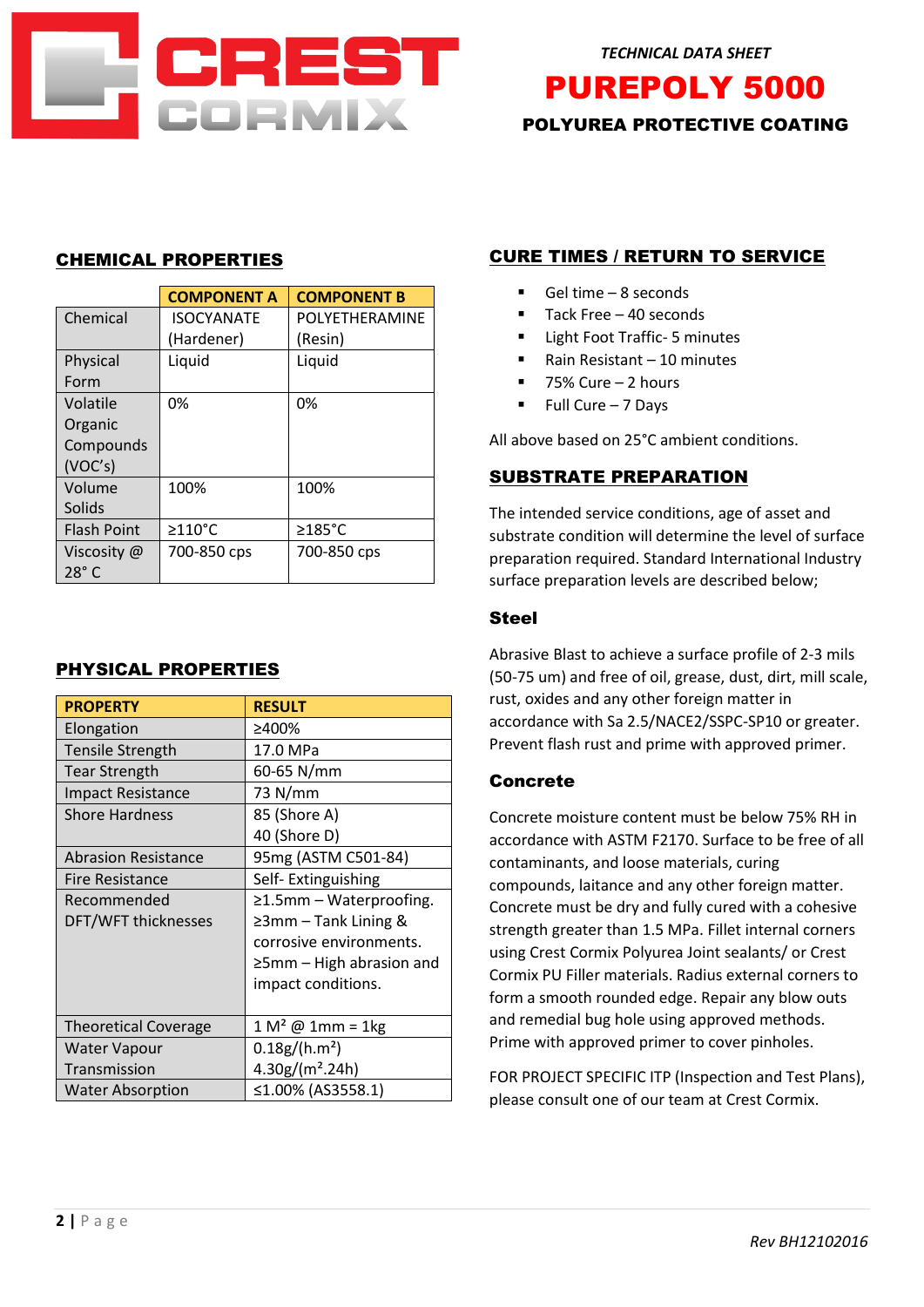TECHNICAL DATA SHEET

# PUREPOLY 5000

## POLYUREA PROTECTIVE COATING

## CHEMICAL PROPERTIES

| | COMPONENT A | COMPONENT B |
|---|---|---|
| Chemical | ISOCYANATE (Hardener) | POLYETHERAMINE (Resin) |
| Physical Form | Liquid | Liquid |
| Volatile Organic Compounds (VOC's) | 0% | 0% |
| Volume Solids | 100% | 100% |
| Flash Point | ≥110°C | ≥185°C |
| Viscosity @ 28° C | 700-850 cps | 700-850 cps |

## PHYSICAL PROPERTIES

| PROPERTY | RESULT |
|---|---|
| Elongation | ≥400% |
| Tensile Strength | 17.0 MPa |
| Tear Strength | 60-65 N/mm |
| Impact Resistance | 73 N/mm |
| Shore Hardness | 85 (Shore A)<br>40 (Shore D) |
| Abrasion Resistance | 95mg (ASTM C501-84) |
| Fire Resistance | Self- Extinguishing |
| Recommended DFT/WFT thicknesses | ≥1.5mm – Waterproofing.<br>≥3mm – Tank Lining & corrosive environments.<br>≥5mm – High abrasion and impact conditions. |
| Theoretical Coverage | 1 M² @ 1mm = 1kg |
| Water Vapour Transmission | 0.18g/(h.m²)<br>4.30g/(m².24h) |
| Water Absorption | ≤1.00% (AS3558.1) |

## CURE TIMES / RETURN TO SERVICE

- Gel time – 8 seconds
- Tack Free – 40 seconds
- Light Foot Traffic- 5 minutes
- Rain Resistant – 10 minutes
- 75% Cure – 2 hours
- Full Cure – 7 Days

All above based on 25°C ambient conditions.

## SUBSTRATE PREPARATION

The intended service conditions, age of asset and substrate condition will determine the level of surface preparation required. Standard International Industry surface preparation levels are described below;

### Steel

Abrasive Blast to achieve a surface profile of 2-3 mils (50-75 um) and free of oil, grease, dust, dirt, mill scale, rust, oxides and any other foreign matter in accordance with Sa 2.5/NACE2/SSPC-SP10 or greater. Prevent flash rust and prime with approved primer.

### Concrete

Concrete moisture content must be below 75% RH in accordance with ASTM F2170. Surface to be free of all contaminants, and loose materials, curing compounds, laitance and any other foreign matter. Concrete must be dry and fully cured with a cohesive strength greater than 1.5 MPa. Fillet internal corners using Crest Cormix Polyurea Joint sealants/ or Crest Cormix PU Filler materials. Radius external corners to form a smooth rounded edge. Repair any blow outs and remedial bug hole using approved methods. Prime with approved primer to cover pinholes.

FOR PROJECT SPECIFIC ITP (Inspection and Test Plans), please consult one of our team at Crest Cormix.

*Rev BH12102016*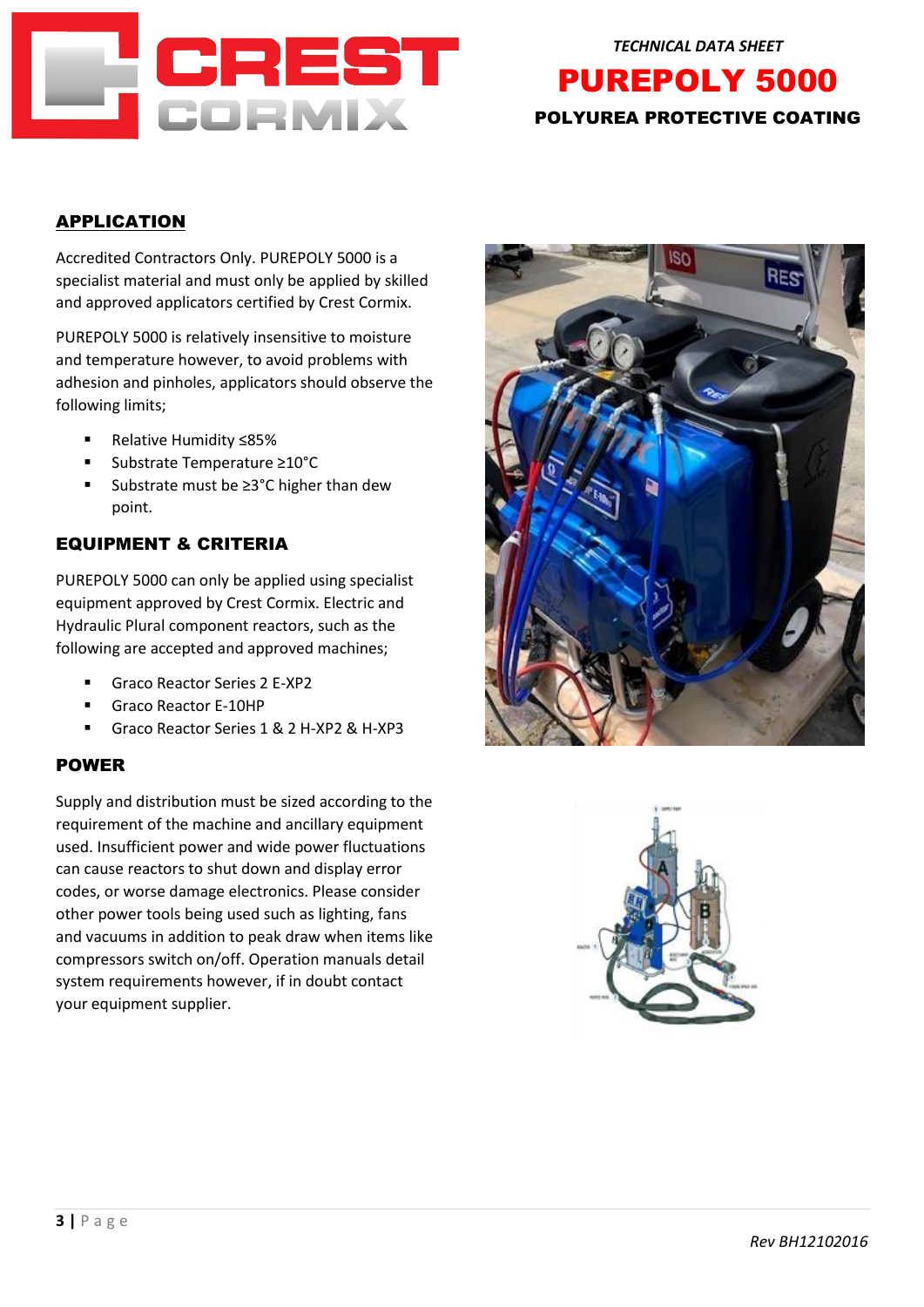## APPLICATION

Accredited Contractors Only. PUREPOLY 5000 is a specialist material and must only be applied by skilled and approved applicators certified by Crest Cormix.

PUREPOLY 5000 is relatively insensitive to moisture and temperature however, to avoid problems with adhesion and pinholes, applicators should observe the following limits;

- Relative Humidity ≤85%
- Substrate Temperature ≥10°C
- Substrate must be ≥3°C higher than dew point.

### EQUIPMENT & CRITERIA

PUREPOLY 5000 can only be applied using specialist equipment approved by Crest Cormix. Electric and Hydraulic Plural component reactors, such as the following are accepted and approved machines;

- Graco Reactor Series 2 E-XP2
- Graco Reactor E-10HP
- Graco Reactor Series 1 & 2 H-XP2 & H-XP3

### POWER

Supply and distribution must be sized according to the requirement of the machine and ancillary equipment used. Insufficient power and wide power fluctuations can cause reactors to shut down and display error codes, or worse damage electronics. Please consider other power tools being used such as lighting, fans and vacuums in addition to peak draw when items like compressors switch on/off. Operation manuals detail system requirements however, if in doubt contact your equipment supplier.

*Rev BH12102016*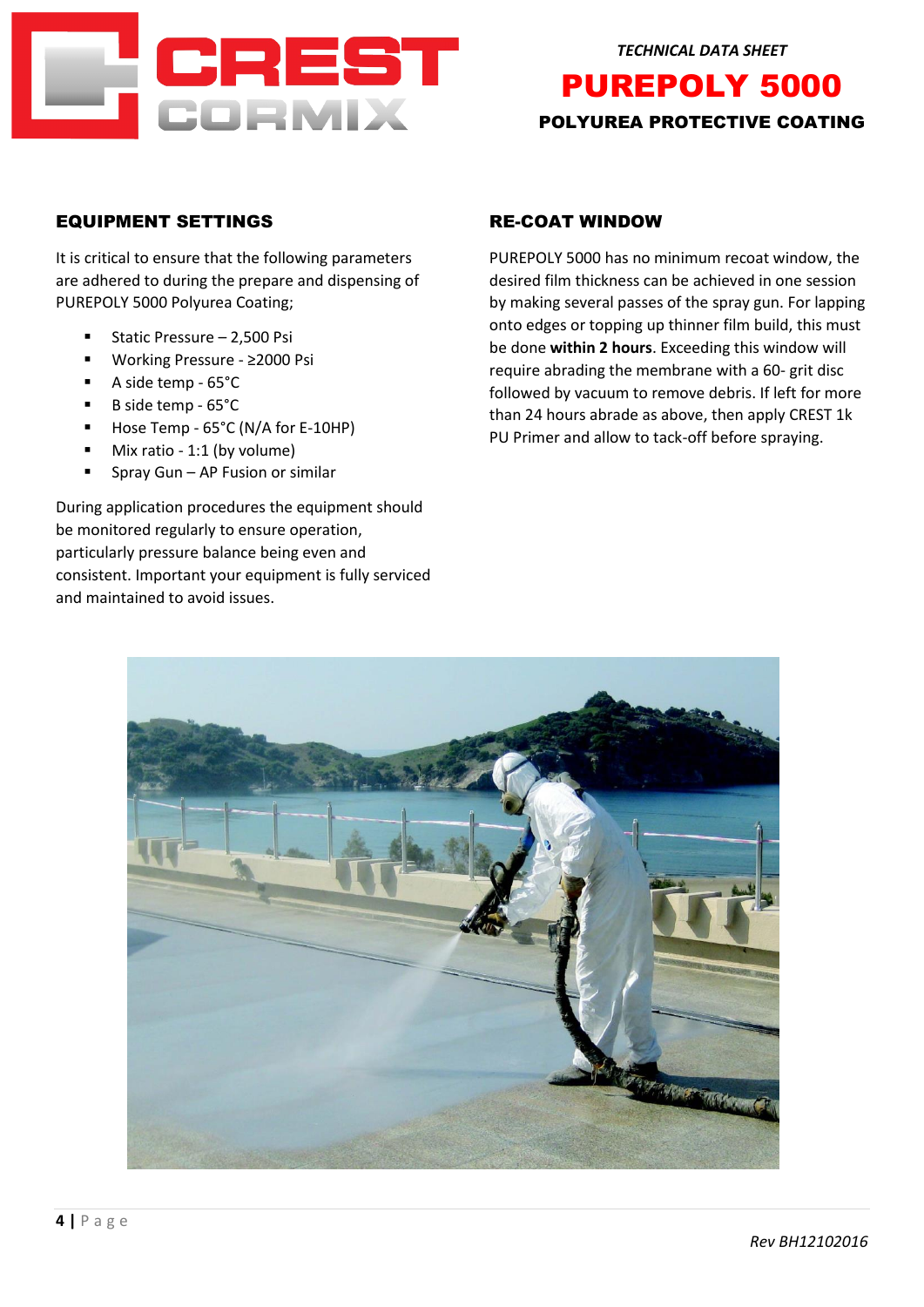*TECHNICAL DATA SHEET*

# PUREPOLY 5000

**POLYUREA PROTECTIVE COATING**

## EQUIPMENT SETTINGS

It is critical to ensure that the following parameters are adhered to during the prepare and dispensing of PUREPOLY 5000 Polyurea Coating;

- Static Pressure – 2,500 Psi
- Working Pressure - ≥2000 Psi
- A side temp - 65°C
- B side temp - 65°C
- Hose Temp - 65°C (N/A for E-10HP)
- Mix ratio - 1:1 (by volume)
- Spray Gun – AP Fusion or similar

During application procedures the equipment should be monitored regularly to ensure operation, particularly pressure balance being even and consistent. Important your equipment is fully serviced and maintained to avoid issues.

## RE-COAT WINDOW

PUREPOLY 5000 has no minimum recoat window, the desired film thickness can be achieved in one session by making several passes of the spray gun. For lapping onto edges or topping up thinner film build, this must be done **within 2 hours**. Exceeding this window will require abrading the membrane with a 60- grit disc followed by vacuum to remove debris. If left for more than 24 hours abrade as above, then apply CREST 1k PU Primer and allow to tack-off before spraying.

*Rev BH12102016*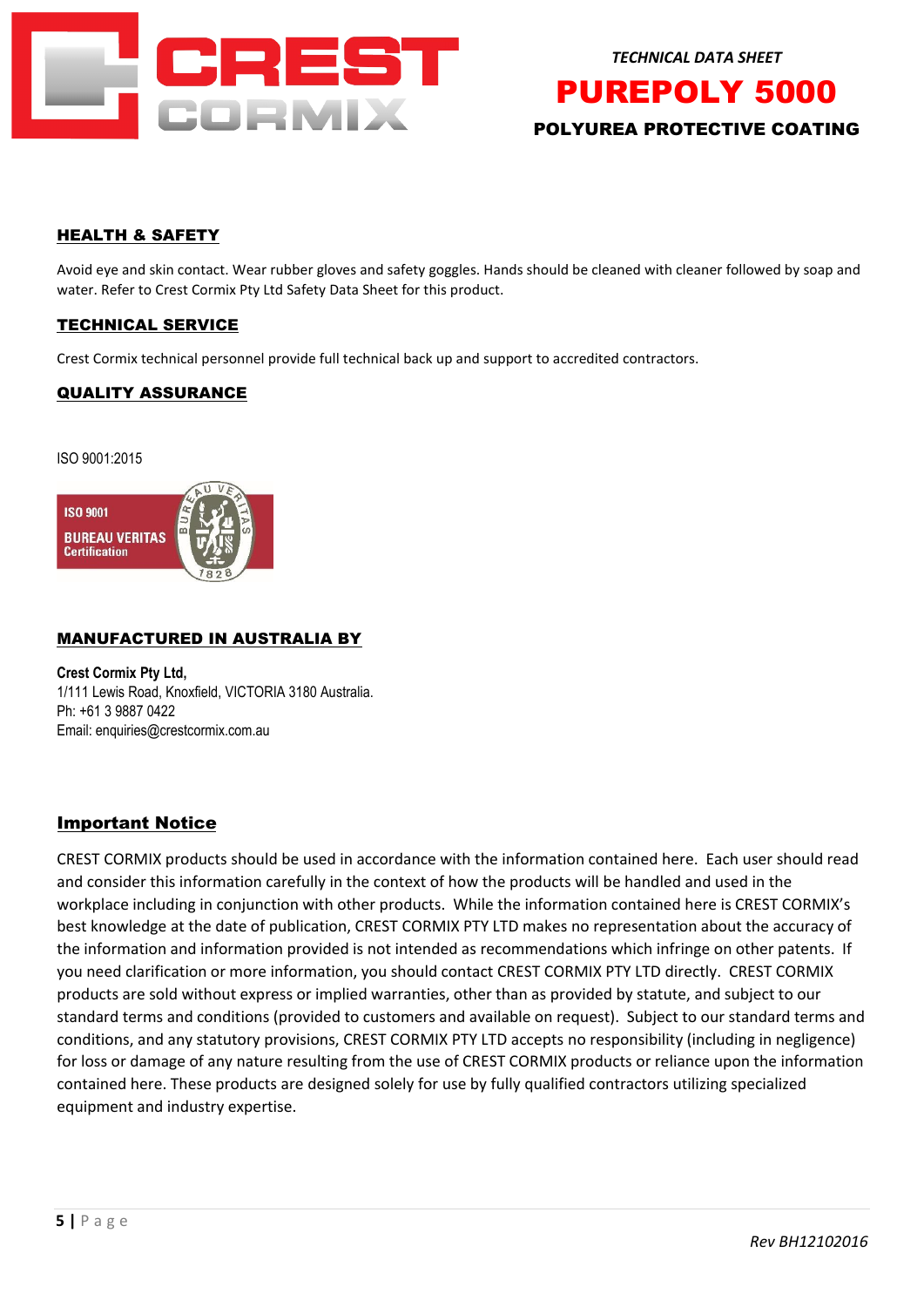## HEALTH & SAFETY

Avoid eye and skin contact. Wear rubber gloves and safety goggles. Hands should be cleaned with cleaner followed by soap and water. Refer to Crest Cormix Pty Ltd Safety Data Sheet for this product.

## TECHNICAL SERVICE

Crest Cormix technical personnel provide full technical back up and support to accredited contractors.

## QUALITY ASSURANCE

ISO 9001:2015

ISO 9001
BUREAU VERITAS
Certification

## MANUFACTURED IN AUSTRALIA BY

**Crest Cormix Pty Ltd,**
1/111 Lewis Road, Knoxfield, VICTORIA 3180 Australia.
Ph: +61 3 9887 0422
Email: enquiries@crestcormix.com.au

## Important Notice

CREST CORMIX products should be used in accordance with the information contained here. Each user should read and consider this information carefully in the context of how the products will be handled and used in the workplace including in conjunction with other products. While the information contained here is CREST CORMIX's best knowledge at the date of publication, CREST CORMIX PTY LTD makes no representation about the accuracy of the information and information provided is not intended as recommendations which infringe on other patents. If you need clarification or more information, you should contact CREST CORMIX PTY LTD directly. CREST CORMIX products are sold without express or implied warranties, other than as provided by statute, and subject to our standard terms and conditions (provided to customers and available on request). Subject to our standard terms and conditions, and any statutory provisions, CREST CORMIX PTY LTD accepts no responsibility (including in negligence) for loss or damage of any nature resulting from the use of CREST CORMIX products or reliance upon the information contained here. These products are designed solely for use by fully qualified contractors utilizing specialized equipment and industry expertise.

*Rev BH12102016*